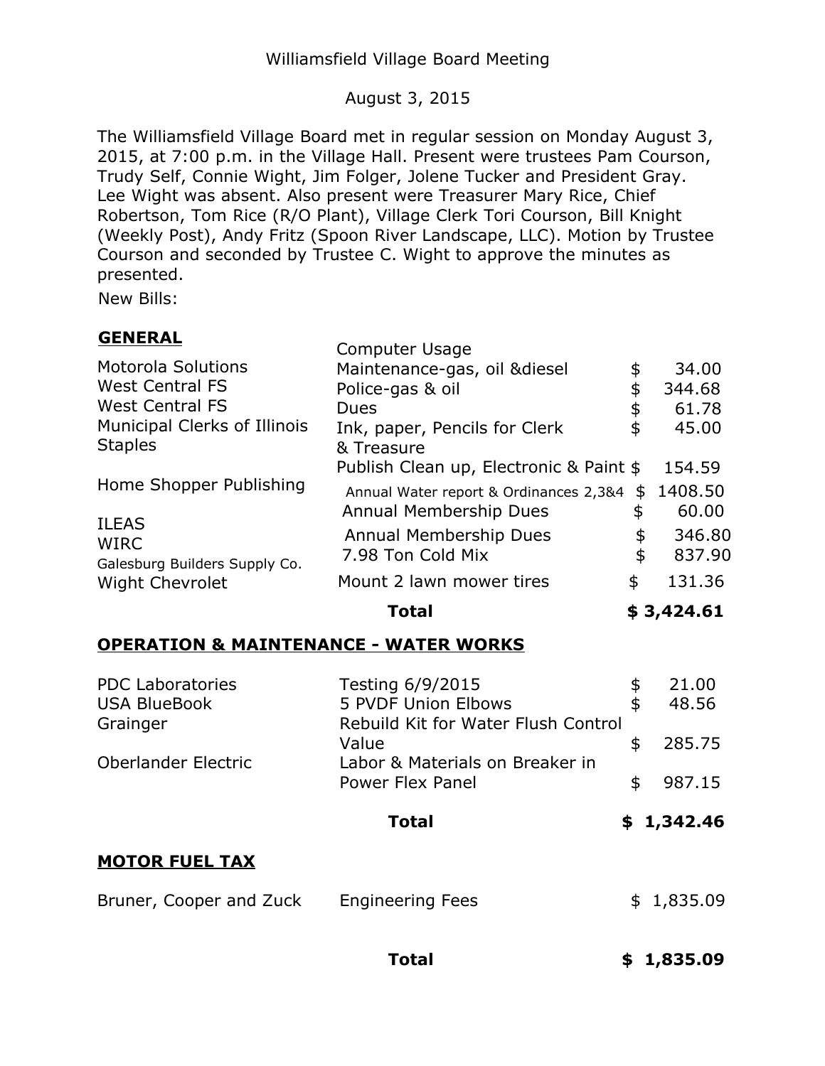Williamsfield Village Board Meeting

August 3, 2015

The Williamsfield Village Board met in regular session on Monday August 3, 2015, at 7:00 p.m. in the Village Hall. Present were trustees Pam Courson, Trudy Self, Connie Wight, Jim Folger, Jolene Tucker and President Gray. Lee Wight was absent. Also present were Treasurer Mary Rice, Chief Robertson, Tom Rice (R/O Plant), Village Clerk Tori Courson, Bill Knight (Weekly Post), Andy Fritz (Spoon River Landscape, LLC). Motion by Trustee Courson and seconded by Trustee C. Wight to approve the minutes as presented.

New Bills:

**GENERAL**

| | | |
|---|---|---|
| | Computer Usage | |
| Motorola Solutions | Maintenance-gas, oil &diesel | $ 34.00 |
| West Central FS | Police-gas & oil | $ 344.68 |
| West Central FS | Dues | $ 61.78 |
| Municipal Clerks of Illinois | Ink, paper, Pencils for Clerk | $ 45.00 |
| Staples | & Treasure | |
| | Publish Clean up, Electronic & Paint | $ 154.59 |
| Home Shopper Publishing | Annual Water report & Ordinances 2,3&4 | $ 1408.50 |
| | Annual Membership Dues | $ 60.00 |
| ILEAS | | |
| WIRC | Annual Membership Dues | $ 346.80 |
| Galesburg Builders Supply Co. | 7.98 Ton Cold Mix | $ 837.90 |
| Wight Chevrolet | Mount 2 lawn mower tires | $ 131.36 |
| | **Total** | **$ 3,424.61** |

**OPERATION & MAINTENANCE - WATER WORKS**

| | | |
|---|---|---|
| PDC Laboratories | Testing 6/9/2015 | $ 21.00 |
| USA BlueBook | 5 PVDF Union Elbows | $ 48.56 |
| Grainger | Rebuild Kit for Water Flush Control Value | $ 285.75 |
| Oberlander Electric | Labor & Materials on Breaker in Power Flex Panel | $ 987.15 |
| | **Total** | **$ 1,342.46** |

**MOTOR FUEL TAX**

| | | |
|---|---|---|
| Bruner, Cooper and Zuck | Engineering Fees | $ 1,835.09 |
| | **Total** | **$ 1,835.09** |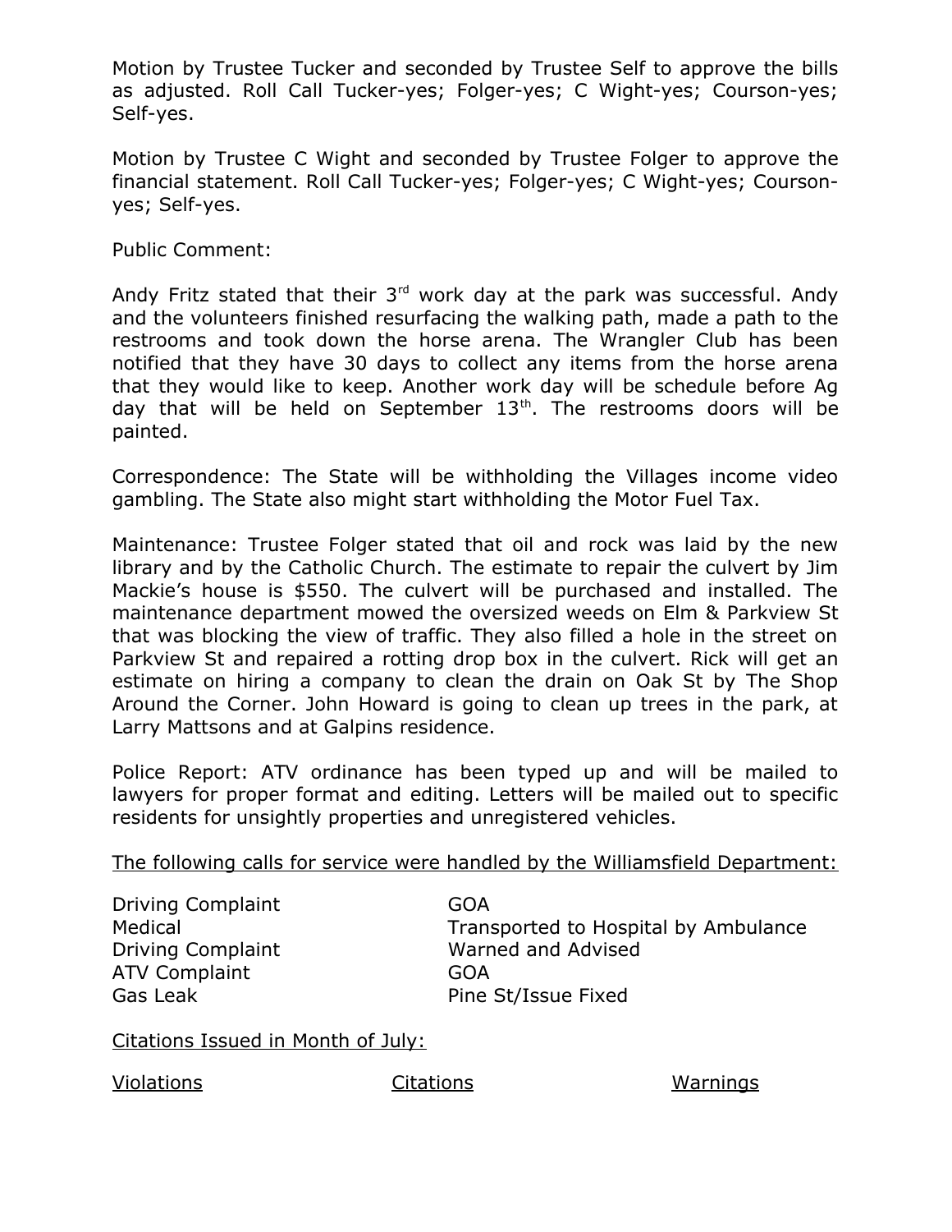Motion by Trustee Tucker and seconded by Trustee Self to approve the bills as adjusted. Roll Call Tucker-yes; Folger-yes; C Wight-yes; Courson-yes; Self-yes.

Motion by Trustee C Wight and seconded by Trustee Folger to approve the financial statement. Roll Call Tucker-yes; Folger-yes; C Wight-yes; Courson-yes; Self-yes.

Public Comment:

Andy Fritz stated that their 3rd work day at the park was successful. Andy and the volunteers finished resurfacing the walking path, made a path to the restrooms and took down the horse arena. The Wrangler Club has been notified that they have 30 days to collect any items from the horse arena that they would like to keep. Another work day will be schedule before Ag day that will be held on September 13th. The restrooms doors will be painted.

Correspondence: The State will be withholding the Villages income video gambling. The State also might start withholding the Motor Fuel Tax.

Maintenance: Trustee Folger stated that oil and rock was laid by the new library and by the Catholic Church. The estimate to repair the culvert by Jim Mackie's house is $550. The culvert will be purchased and installed. The maintenance department mowed the oversized weeds on Elm & Parkview St that was blocking the view of traffic. They also filled a hole in the street on Parkview St and repaired a rotting drop box in the culvert. Rick will get an estimate on hiring a company to clean the drain on Oak St by The Shop Around the Corner. John Howard is going to clean up trees in the park, at Larry Mattsons and at Galpins residence.

Police Report: ATV ordinance has been typed up and will be mailed to lawyers for proper format and editing. Letters will be mailed out to specific residents for unsightly properties and unregistered vehicles.

<u>The following calls for service were handled by the Williamsfield Department:</u>

| | |
|---|---|
| Driving Complaint | GOA |
| Medical | Transported to Hospital by Ambulance |
| Driving Complaint | Warned and Advised |
| ATV Complaint | GOA |
| Gas Leak | Pine St/Issue Fixed |

<u>Citations Issued in Month of July:</u>

| <u>Violations</u> | <u>Citations</u> | <u>Warnings</u> |
|---|---|---|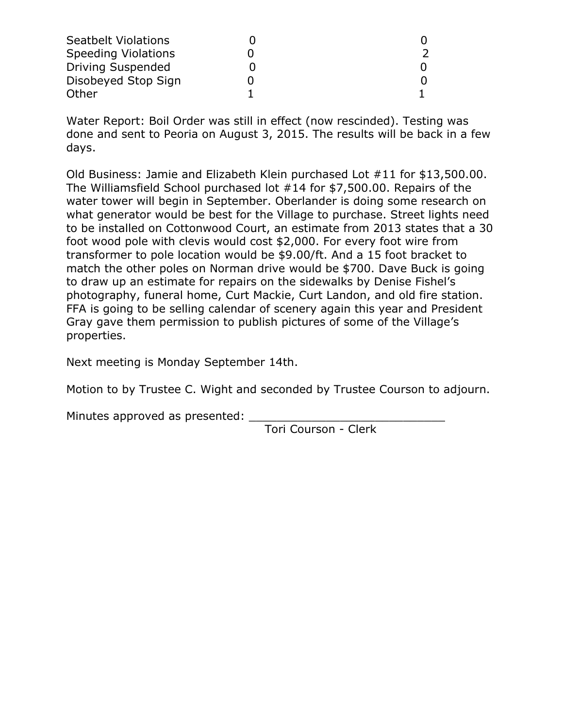| | | |
|---|---|---|
| Seatbelt Violations | 0 | 0 |
| Speeding Violations | 0 | 2 |
| Driving Suspended | 0 | 0 |
| Disobeyed Stop Sign | 0 | 0 |
| Other | 1 | 1 |

Water Report: Boil Order was still in effect (now rescinded). Testing was done and sent to Peoria on August 3, 2015. The results will be back in a few days.

Old Business: Jamie and Elizabeth Klein purchased Lot #11 for $13,500.00. The Williamsfield School purchased lot #14 for $7,500.00. Repairs of the water tower will begin in September. Oberlander is doing some research on what generator would be best for the Village to purchase. Street lights need to be installed on Cottonwood Court, an estimate from 2013 states that a 30 foot wood pole with clevis would cost $2,000. For every foot wire from transformer to pole location would be $9.00/ft. And a 15 foot bracket to match the other poles on Norman drive would be $700. Dave Buck is going to draw up an estimate for repairs on the sidewalks by Denise Fishel's photography, funeral home, Curt Mackie, Curt Landon, and old fire station. FFA is going to be selling calendar of scenery again this year and President Gray gave them permission to publish pictures of some of the Village's properties.

Next meeting is Monday September 14th.

Motion to by Trustee C. Wight and seconded by Trustee Courson to adjourn.

Minutes approved as presented: ____________________________

Tori Courson - Clerk